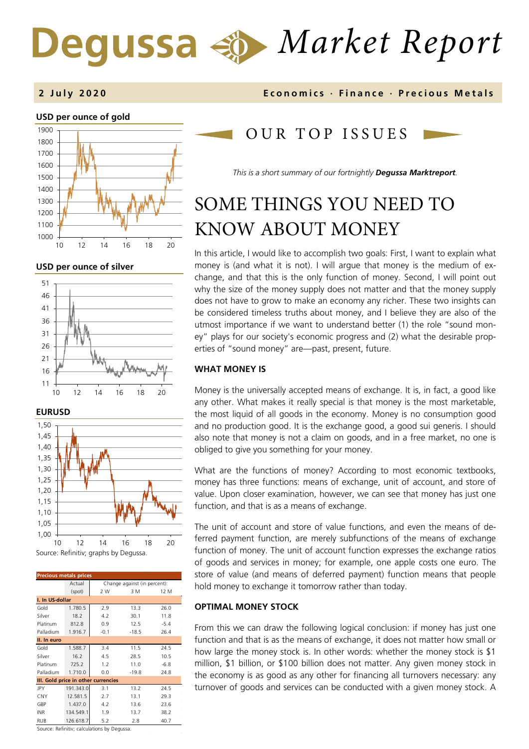# Degussa Market Report

**2 July 2020** — Economics · Finance · Precious Metals

**USD per ounce of gold**

**USD per ounce of silver**

**EURUSD**

Source: Refinitiv; graphs by Degussa.

| Precious metals prices | Actual (spot) | Change against (in percent): 2 W | 3 M | 12 M |
|---|---|---|---|---|
| **I. In US-dollar** | | | | |
| Gold | 1.780.5 | 2.9 | 13.3 | 26.0 |
| Silver | 18.2 | 4.2 | 30.1 | 11.8 |
| Platinum | 812.8 | 0.9 | 12.5 | -5.4 |
| Palladium | 1.916.7 | -0.1 | -18.5 | 26.4 |
| **II. In euro** | | | | |
| Gold | 1.588.7 | 3.4 | 11.5 | 24.5 |
| Silver | 16.2 | 4.5 | 28.5 | 10.5 |
| Platinum | 725.2 | 1.2 | 11.0 | -6.8 |
| Palladium | 1.710.0 | 0.0 | -19.8 | 24.8 |
| **III. Gold price in other currencies** | | | | |
| JPY | 191.343.0 | 3.1 | 13.2 | 24.5 |
| CNY | 12.581.5 | 2.7 | 13.1 | 29.3 |
| GBP | 1.437.0 | 4.2 | 13.6 | 23.6 |
| INR | 134.549.1 | 1.9 | 13.7 | 38.2 |
| RUB | 126.618.7 | 5.2 | 2.8 | 40.7 |

Source: Refinitiv; calculations by Degussa.

## OUR TOP ISSUES

*This is a short summary of our fortnightly **Degussa Marktreport**.*

# SOME THINGS YOU NEED TO KNOW ABOUT MONEY

In this article, I would like to accomplish two goals: First, I want to explain what money is (and what it is not). I will argue that money is the medium of exchange, and that this is the only function of money. Second, I will point out why the size of the money supply does not matter and that the money supply does not have to grow to make an economy any richer. These two insights can be considered timeless truths about money, and I believe they are also of the utmost importance if we want to understand better (1) the role "sound money" plays for our society's economic progress and (2) what the desirable properties of "sound money" are—past, present, future.

### WHAT MONEY IS

Money is the universally accepted means of exchange. It is, in fact, a good like any other. What makes it really special is that money is the most marketable, the most liquid of all goods in the economy. Money is no consumption good and no production good. It is the exchange good, a good sui generis. I should also note that money is not a claim on goods, and in a free market, no one is obliged to give you something for your money.

What are the functions of money? According to most economic textbooks, money has three functions: means of exchange, unit of account, and store of value. Upon closer examination, however, we can see that money has just one function, and that is as a means of exchange.

The unit of account and store of value functions, and even the means of deferred payment function, are merely subfunctions of the means of exchange function of money. The unit of account function expresses the exchange ratios of goods and services in money; for example, one apple costs one euro. The store of value (and means of deferred payment) function means that people hold money to exchange it tomorrow rather than today.

### OPTIMAL MONEY STOCK

From this we can draw the following logical conclusion: if money has just one function and that is as the means of exchange, it does not matter how small or how large the money stock is. In other words: whether the money stock is $1 million, $1 billion, or $100 billion does not matter. Any given money stock in the economy is as good as any other for financing all turnovers necessary: any turnover of goods and services can be conducted with a given money stock. A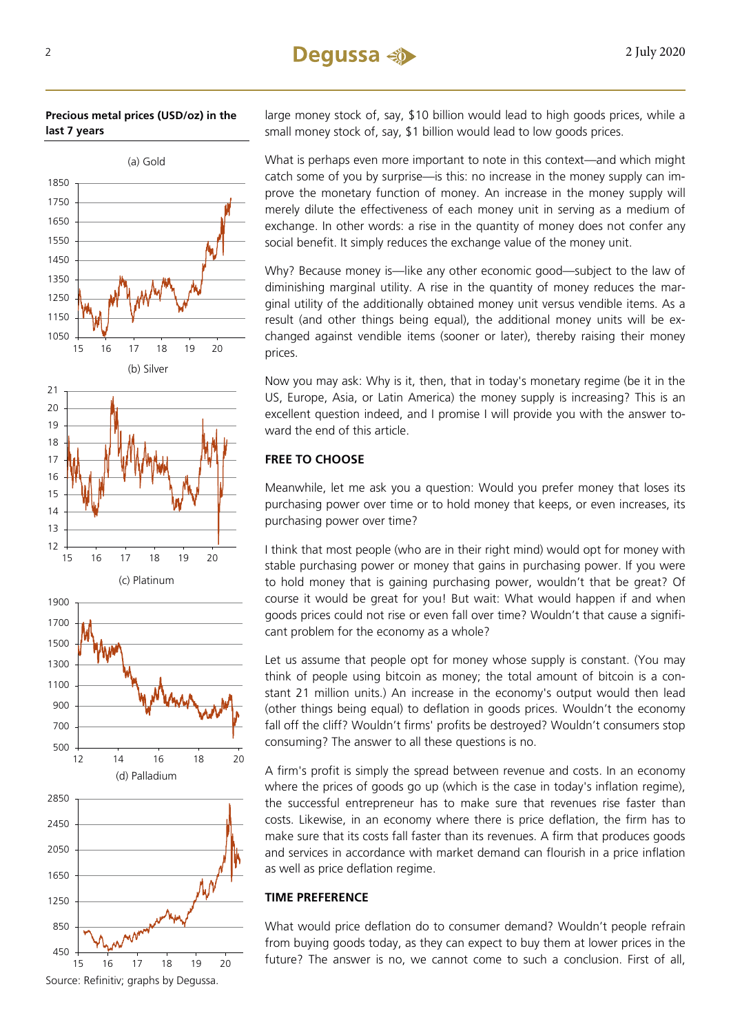**Precious metal prices (USD/oz) in the last 7 years**

(a) Gold

(b) Silver

(c) Platinum

(d) Palladium

Source: Refinitiv; graphs by Degussa.

large money stock of, say, $10 billion would lead to high goods prices, while a small money stock of, say, $1 billion would lead to low goods prices.

What is perhaps even more important to note in this context—and which might catch some of you by surprise—is this: no increase in the money supply can improve the monetary function of money. An increase in the money supply will merely dilute the effectiveness of each money unit in serving as a medium of exchange. In other words: a rise in the quantity of money does not confer any social benefit. It simply reduces the exchange value of the money unit.

Why? Because money is—like any other economic good—subject to the law of diminishing marginal utility. A rise in the quantity of money reduces the marginal utility of the additionally obtained money unit versus vendible items. As a result (and other things being equal), the additional money units will be exchanged against vendible items (sooner or later), thereby raising their money prices.

Now you may ask: Why is it, then, that in today's monetary regime (be it in the US, Europe, Asia, or Latin America) the money supply is increasing? This is an excellent question indeed, and I promise I will provide you with the answer toward the end of this article.

## FREE TO CHOOSE

Meanwhile, let me ask you a question: Would you prefer money that loses its purchasing power over time or to hold money that keeps, or even increases, its purchasing power over time?

I think that most people (who are in their right mind) would opt for money with stable purchasing power or money that gains in purchasing power. If you were to hold money that is gaining purchasing power, wouldn't that be great? Of course it would be great for you! But wait: What would happen if and when goods prices could not rise or even fall over time? Wouldn't that cause a significant problem for the economy as a whole?

Let us assume that people opt for money whose supply is constant. (You may think of people using bitcoin as money; the total amount of bitcoin is a constant 21 million units.) An increase in the economy's output would then lead (other things being equal) to deflation in goods prices. Wouldn't the economy fall off the cliff? Wouldn't firms' profits be destroyed? Wouldn't consumers stop consuming? The answer to all these questions is no.

A firm's profit is simply the spread between revenue and costs. In an economy where the prices of goods go up (which is the case in today's inflation regime), the successful entrepreneur has to make sure that revenues rise faster than costs. Likewise, in an economy where there is price deflation, the firm has to make sure that its costs fall faster than its revenues. A firm that produces goods and services in accordance with market demand can flourish in a price inflation as well as price deflation regime.

## TIME PREFERENCE

What would price deflation do to consumer demand? Wouldn't people refrain from buying goods today, as they can expect to buy them at lower prices in the future? The answer is no, we cannot come to such a conclusion. First of all,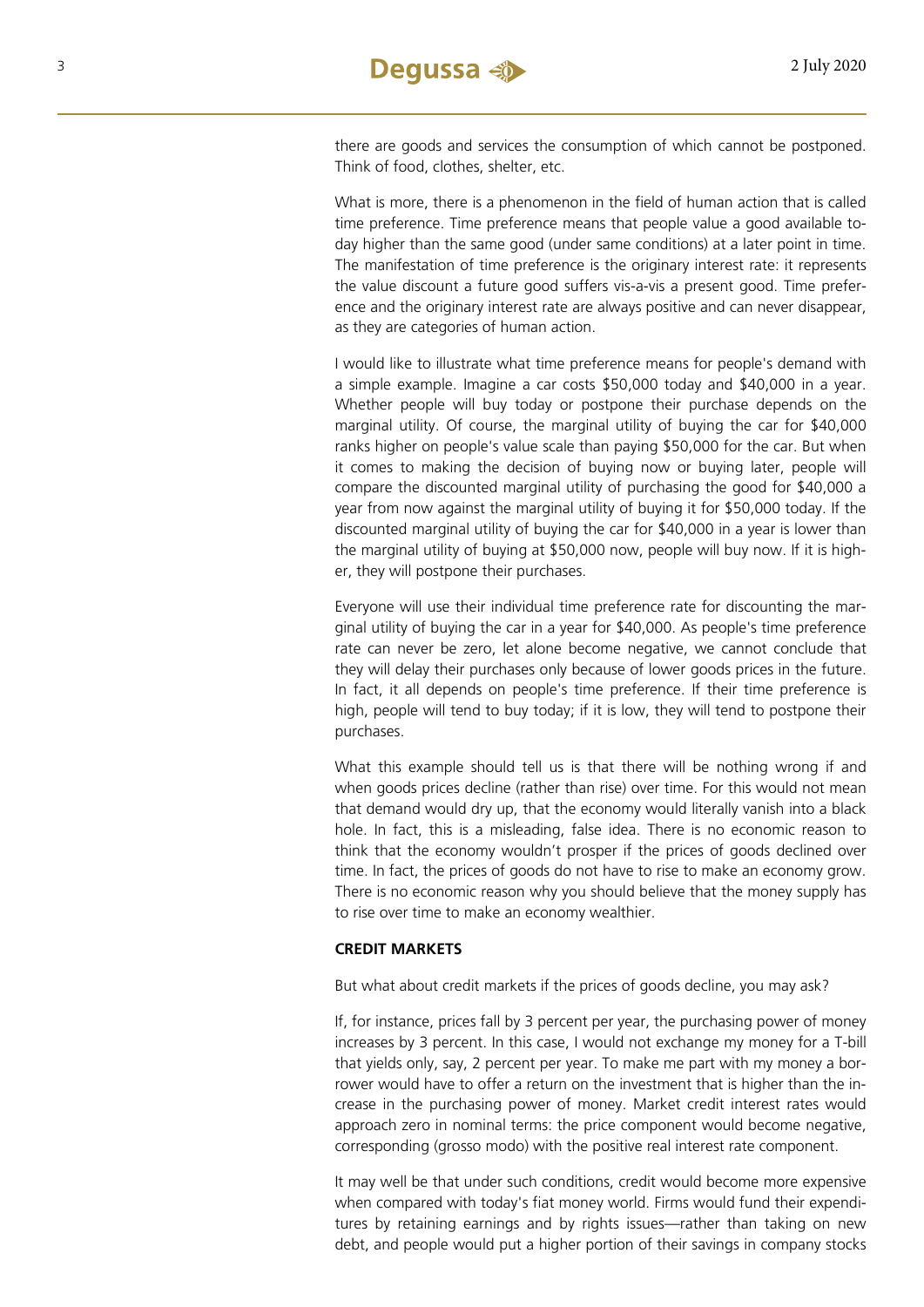there are goods and services the consumption of which cannot be postponed. Think of food, clothes, shelter, etc.

What is more, there is a phenomenon in the field of human action that is called time preference. Time preference means that people value a good available today higher than the same good (under same conditions) at a later point in time. The manifestation of time preference is the originary interest rate: it represents the value discount a future good suffers vis-a-vis a present good. Time preference and the originary interest rate are always positive and can never disappear, as they are categories of human action.

I would like to illustrate what time preference means for people's demand with a simple example. Imagine a car costs $50,000 today and $40,000 in a year. Whether people will buy today or postpone their purchase depends on the marginal utility. Of course, the marginal utility of buying the car for $40,000 ranks higher on people's value scale than paying $50,000 for the car. But when it comes to making the decision of buying now or buying later, people will compare the discounted marginal utility of purchasing the good for $40,000 a year from now against the marginal utility of buying it for $50,000 today. If the discounted marginal utility of buying the car for $40,000 in a year is lower than the marginal utility of buying at $50,000 now, people will buy now. If it is higher, they will postpone their purchases.

Everyone will use their individual time preference rate for discounting the marginal utility of buying the car in a year for $40,000. As people's time preference rate can never be zero, let alone become negative, we cannot conclude that they will delay their purchases only because of lower goods prices in the future. In fact, it all depends on people's time preference. If their time preference is high, people will tend to buy today; if it is low, they will tend to postpone their purchases.

What this example should tell us is that there will be nothing wrong if and when goods prices decline (rather than rise) over time. For this would not mean that demand would dry up, that the economy would literally vanish into a black hole. In fact, this is a misleading, false idea. There is no economic reason to think that the economy wouldn't prosper if the prices of goods declined over time. In fact, the prices of goods do not have to rise to make an economy grow. There is no economic reason why you should believe that the money supply has to rise over time to make an economy wealthier.

**CREDIT MARKETS**

But what about credit markets if the prices of goods decline, you may ask?

If, for instance, prices fall by 3 percent per year, the purchasing power of money increases by 3 percent. In this case, I would not exchange my money for a T-bill that yields only, say, 2 percent per year. To make me part with my money a borrower would have to offer a return on the investment that is higher than the increase in the purchasing power of money. Market credit interest rates would approach zero in nominal terms: the price component would become negative, corresponding (grosso modo) with the positive real interest rate component.

It may well be that under such conditions, credit would become more expensive when compared with today's fiat money world. Firms would fund their expenditures by retaining earnings and by rights issues—rather than taking on new debt, and people would put a higher portion of their savings in company stocks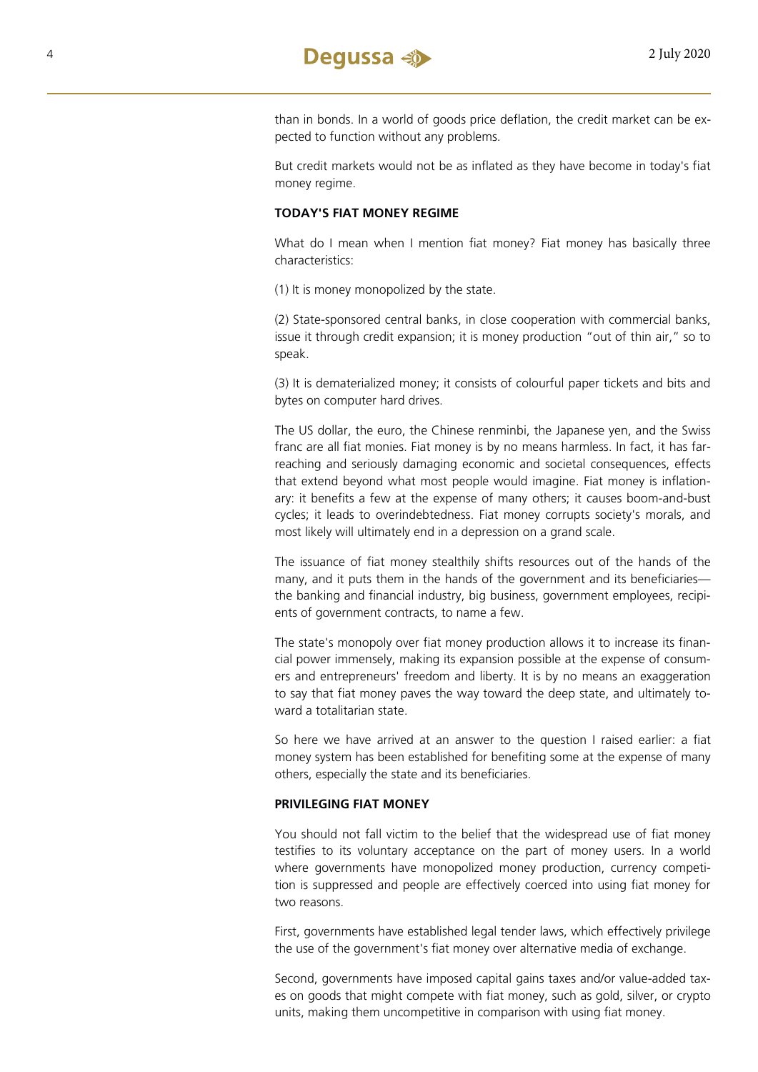than in bonds. In a world of goods price deflation, the credit market can be expected to function without any problems.

But credit markets would not be as inflated as they have become in today's fiat money regime.

**TODAY'S FIAT MONEY REGIME**

What do I mean when I mention fiat money? Fiat money has basically three characteristics:

(1) It is money monopolized by the state.

(2) State-sponsored central banks, in close cooperation with commercial banks, issue it through credit expansion; it is money production "out of thin air," so to speak.

(3) It is dematerialized money; it consists of colourful paper tickets and bits and bytes on computer hard drives.

The US dollar, the euro, the Chinese renminbi, the Japanese yen, and the Swiss franc are all fiat monies. Fiat money is by no means harmless. In fact, it has far-reaching and seriously damaging economic and societal consequences, effects that extend beyond what most people would imagine. Fiat money is inflationary: it benefits a few at the expense of many others; it causes boom-and-bust cycles; it leads to overindebtedness. Fiat money corrupts society's morals, and most likely will ultimately end in a depression on a grand scale.

The issuance of fiat money stealthily shifts resources out of the hands of the many, and it puts them in the hands of the government and its beneficiaries—the banking and financial industry, big business, government employees, recipients of government contracts, to name a few.

The state's monopoly over fiat money production allows it to increase its financial power immensely, making its expansion possible at the expense of consumers and entrepreneurs' freedom and liberty. It is by no means an exaggeration to say that fiat money paves the way toward the deep state, and ultimately toward a totalitarian state.

So here we have arrived at an answer to the question I raised earlier: a fiat money system has been established for benefiting some at the expense of many others, especially the state and its beneficiaries.

**PRIVILEGING FIAT MONEY**

You should not fall victim to the belief that the widespread use of fiat money testifies to its voluntary acceptance on the part of money users. In a world where governments have monopolized money production, currency competition is suppressed and people are effectively coerced into using fiat money for two reasons.

First, governments have established legal tender laws, which effectively privilege the use of the government's fiat money over alternative media of exchange.

Second, governments have imposed capital gains taxes and/or value-added taxes on goods that might compete with fiat money, such as gold, silver, or crypto units, making them uncompetitive in comparison with using fiat money.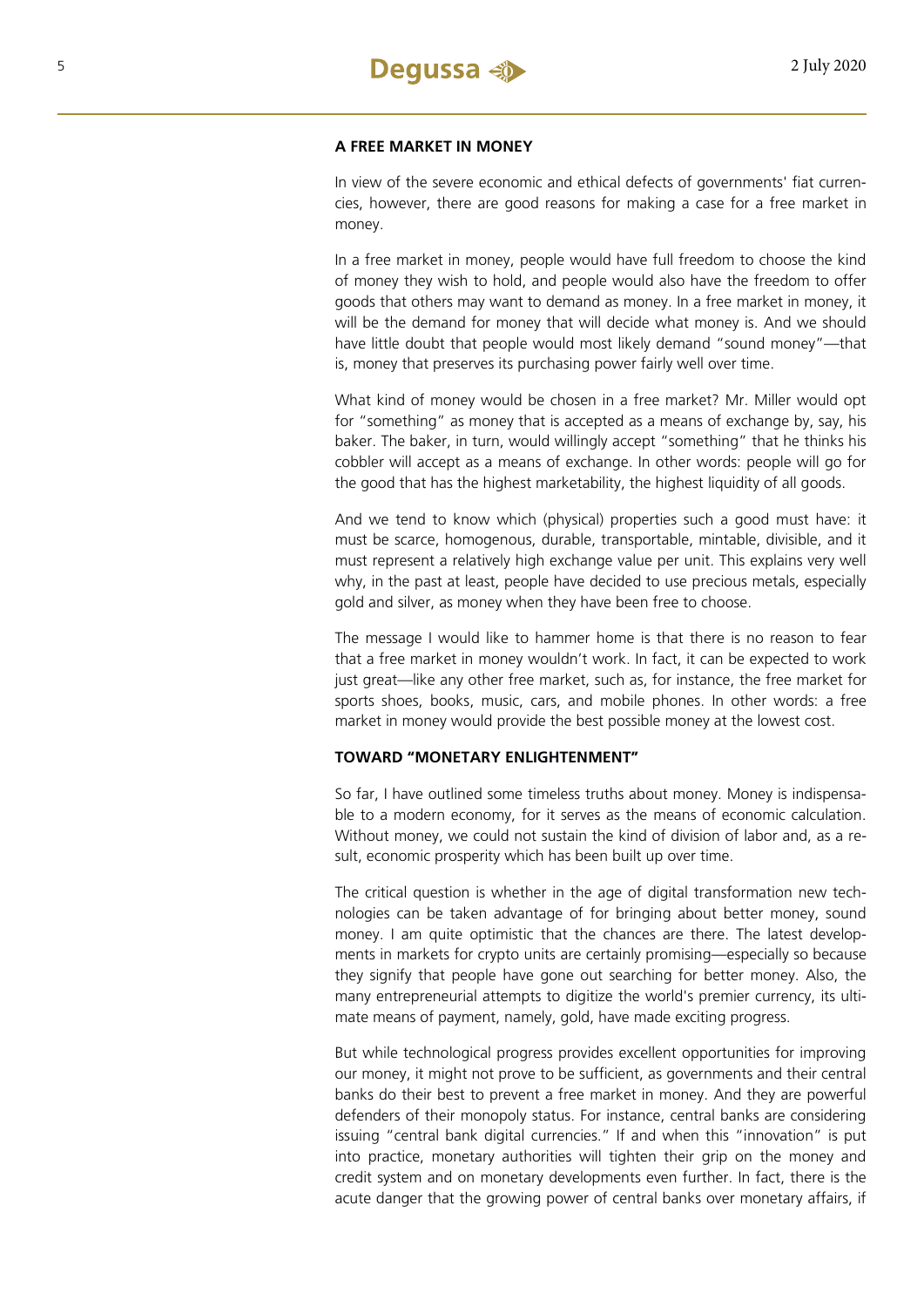## A FREE MARKET IN MONEY

In view of the severe economic and ethical defects of governments' fiat currencies, however, there are good reasons for making a case for a free market in money.

In a free market in money, people would have full freedom to choose the kind of money they wish to hold, and people would also have the freedom to offer goods that others may want to demand as money. In a free market in money, it will be the demand for money that will decide what money is. And we should have little doubt that people would most likely demand "sound money"—that is, money that preserves its purchasing power fairly well over time.

What kind of money would be chosen in a free market? Mr. Miller would opt for "something" as money that is accepted as a means of exchange by, say, his baker. The baker, in turn, would willingly accept "something" that he thinks his cobbler will accept as a means of exchange. In other words: people will go for the good that has the highest marketability, the highest liquidity of all goods.

And we tend to know which (physical) properties such a good must have: it must be scarce, homogenous, durable, transportable, mintable, divisible, and it must represent a relatively high exchange value per unit. This explains very well why, in the past at least, people have decided to use precious metals, especially gold and silver, as money when they have been free to choose.

The message I would like to hammer home is that there is no reason to fear that a free market in money wouldn't work. In fact, it can be expected to work just great—like any other free market, such as, for instance, the free market for sports shoes, books, music, cars, and mobile phones. In other words: a free market in money would provide the best possible money at the lowest cost.

## TOWARD "MONETARY ENLIGHTENMENT"

So far, I have outlined some timeless truths about money. Money is indispensable to a modern economy, for it serves as the means of economic calculation. Without money, we could not sustain the kind of division of labor and, as a result, economic prosperity which has been built up over time.

The critical question is whether in the age of digital transformation new technologies can be taken advantage of for bringing about better money, sound money. I am quite optimistic that the chances are there. The latest developments in markets for crypto units are certainly promising—especially so because they signify that people have gone out searching for better money. Also, the many entrepreneurial attempts to digitize the world's premier currency, its ultimate means of payment, namely, gold, have made exciting progress.

But while technological progress provides excellent opportunities for improving our money, it might not prove to be sufficient, as governments and their central banks do their best to prevent a free market in money. And they are powerful defenders of their monopoly status. For instance, central banks are considering issuing "central bank digital currencies." If and when this "innovation" is put into practice, monetary authorities will tighten their grip on the money and credit system and on monetary developments even further. In fact, there is the acute danger that the growing power of central banks over monetary affairs, if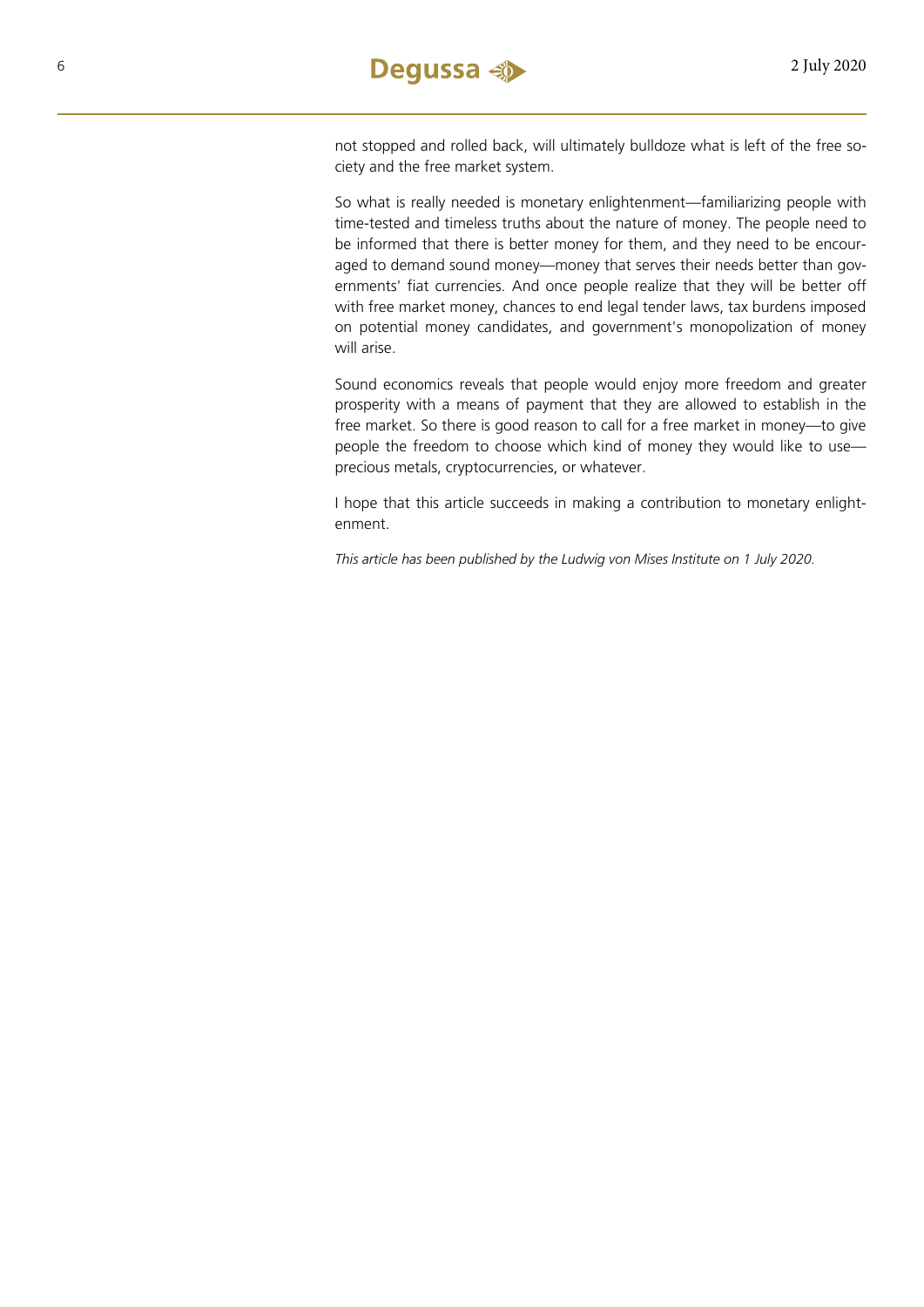not stopped and rolled back, will ultimately bulldoze what is left of the free society and the free market system.

So what is really needed is monetary enlightenment—familiarizing people with time-tested and timeless truths about the nature of money. The people need to be informed that there is better money for them, and they need to be encouraged to demand sound money—money that serves their needs better than governments' fiat currencies. And once people realize that they will be better off with free market money, chances to end legal tender laws, tax burdens imposed on potential money candidates, and government's monopolization of money will arise.

Sound economics reveals that people would enjoy more freedom and greater prosperity with a means of payment that they are allowed to establish in the free market. So there is good reason to call for a free market in money—to give people the freedom to choose which kind of money they would like to use—precious metals, cryptocurrencies, or whatever.

I hope that this article succeeds in making a contribution to monetary enlightenment.

*This article has been published by the Ludwig von Mises Institute on 1 July 2020.*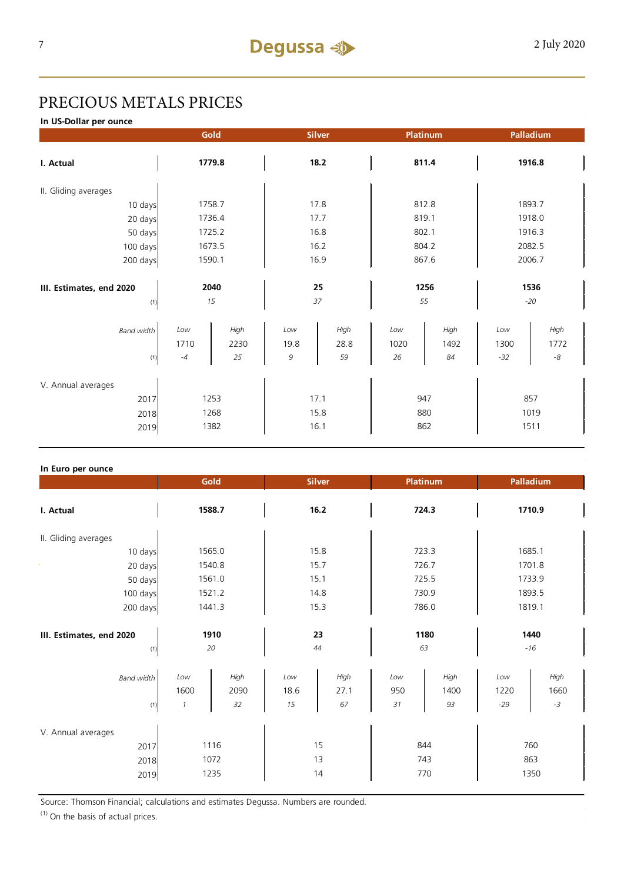# PRECIOUS METALS PRICES

**In US-Dollar per ounce**

| | Gold | | Silver | | Platinum | | Palladium | |
|---|---|---|---|---|---|---|---|---|
| **I. Actual** | **1779.8** | | **18.2** | | **811.4** | | **1916.8** | |
| II. Gliding averages | | | | | | | | |
| 10 days | 1758.7 | | 17.8 | | 812.8 | | 1893.7 | |
| 20 days | 1736.4 | | 17.7 | | 819.1 | | 1918.0 | |
| 50 days | 1725.2 | | 16.8 | | 802.1 | | 1916.3 | |
| 100 days | 1673.5 | | 16.2 | | 804.2 | | 2082.5 | |
| 200 days | 1590.1 | | 16.9 | | 867.6 | | 2006.7 | |
| **III. Estimates, end 2020** | **2040** | | **25** | | **1256** | | **1536** | |
| (1) | *15* | | *37* | | *55* | | *-20* | |
| *Band width* | *Low* | *High* | *Low* | *High* | *Low* | *High* | *Low* | *High* |
| | 1710 | 2230 | 19.8 | 28.8 | 1020 | 1492 | 1300 | 1772 |
| (1) | *-4* | *25* | *9* | *59* | *26* | *84* | *-32* | *-8* |
| V. Annual averages | | | | | | | | |
| 2017 | 1253 | | 17.1 | | 947 | | 857 | |
| 2018 | 1268 | | 15.8 | | 880 | | 1019 | |
| 2019 | 1382 | | 16.1 | | 862 | | 1511 | |

**In Euro per ounce**

| | Gold | | Silver | | Platinum | | Palladium | |
|---|---|---|---|---|---|---|---|---|
| **I. Actual** | **1588.7** | | **16.2** | | **724.3** | | **1710.9** | |
| II. Gliding averages | | | | | | | | |
| 10 days | 1565.0 | | 15.8 | | 723.3 | | 1685.1 | |
| 20 days | 1540.8 | | 15.7 | | 726.7 | | 1701.8 | |
| 50 days | 1561.0 | | 15.1 | | 725.5 | | 1733.9 | |
| 100 days | 1521.2 | | 14.8 | | 730.9 | | 1893.5 | |
| 200 days | 1441.3 | | 15.3 | | 786.0 | | 1819.1 | |
| **III. Estimates, end 2020** | **1910** | | **23** | | **1180** | | **1440** | |
| (1) | *20* | | *44* | | *63* | | *-16* | |
| *Band width* | *Low* | *High* | *Low* | *High* | *Low* | *High* | *Low* | *High* |
| | 1600 | 2090 | 18.6 | 27.1 | 950 | 1400 | 1220 | 1660 |
| (1) | *1* | *32* | *15* | *67* | *31* | *93* | *-29* | *-3* |
| V. Annual averages | | | | | | | | |
| 2017 | 1116 | | 15 | | 844 | | 760 | |
| 2018 | 1072 | | 13 | | 743 | | 863 | |
| 2019 | 1235 | | 14 | | 770 | | 1350 | |

Source: Thomson Financial; calculations and estimates Degussa. Numbers are rounded.

(1) On the basis of actual prices.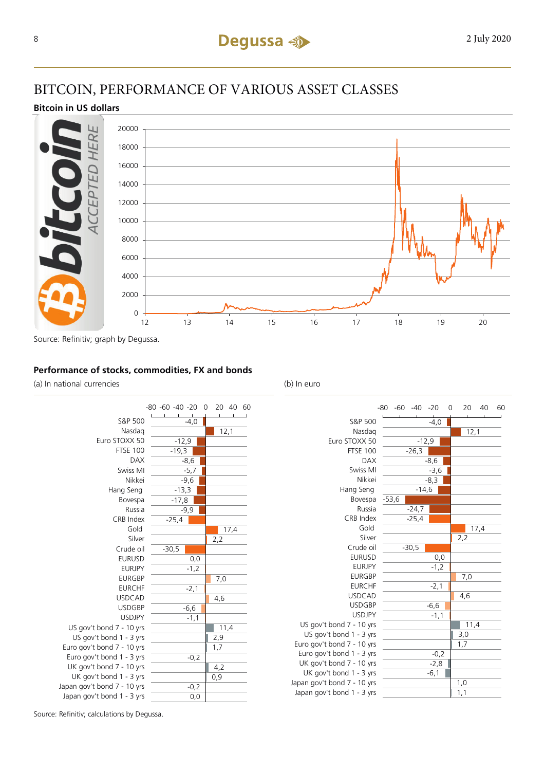# BITCOIN, PERFORMANCE OF VARIOUS ASSET CLASSES

## Bitcoin in US dollars

Source: Refinitiv; graph by Degussa.

## Performance of stocks, commodities, FX and bonds

| | (a) In national currencies | (b) In euro |
|---|---|---|
| S&P 500 | -4,0 | -4,0 |
| Nasdaq | 12,1 | 12,1 |
| Euro STOXX 50 | -12,9 | -12,9 |
| FTSE 100 | -19,3 | -26,3 |
| DAX | -8,6 | -8,6 |
| Swiss MI | -5,7 | -3,6 |
| Nikkei | -9,6 | -8,3 |
| Hang Seng | -13,3 | -14,6 |
| Bovespa | -17,8 | -53,6 |
| Russia | -9,9 | -24,7 |
| CRB Index | -25,4 | -25,4 |
| Gold | 17,4 | 17,4 |
| Silver | 2,2 | 2,2 |
| Crude oil | -30,5 | -30,5 |
| EURUSD | 0,0 | 0,0 |
| EURJPY | -1,2 | -1,2 |
| EURGBP | 7,0 | 7,0 |
| EURCHF | -2,1 | -2,1 |
| USDCAD | 4,6 | 4,6 |
| USDGBP | -6,6 | -6,6 |
| USDJPY | -1,1 | -1,1 |
| US gov't bond 7 - 10 yrs | 11,4 | 11,4 |
| US gov't bond 1 - 3 yrs | 2,9 | 3,0 |
| Euro gov't bond 7 - 10 yrs | 1,7 | 1,7 |
| Euro gov't bond 1 - 3 yrs | -0,2 | -0,2 |
| UK gov't bond 7 - 10 yrs | 4,2 | -2,8 |
| UK gov't bond 1 - 3 yrs | 0,9 | -6,1 |
| Japan gov't bond 7 - 10 yrs | -0,2 | 1,0 |
| Japan gov't bond 1 - 3 yrs | 0,0 | 1,1 |

Source: Refinitiv; calculations by Degussa.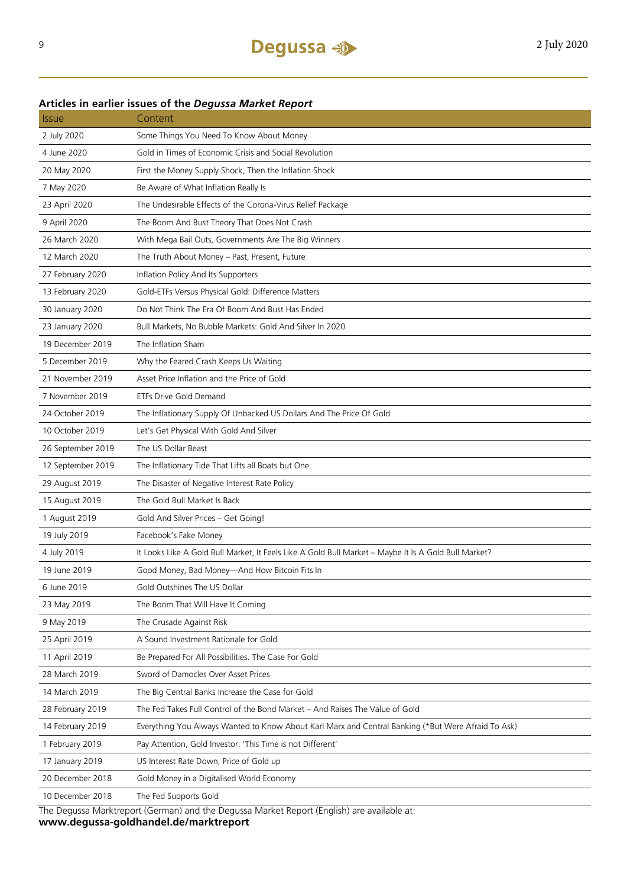## Articles in earlier issues of the *Degussa Market Report*

| Issue | Content |
|---|---|
| 2 July 2020 | Some Things You Need To Know About Money |
| 4 June 2020 | Gold in Times of Economic Crisis and Social Revolution |
| 20 May 2020 | First the Money Supply Shock, Then the Inflation Shock |
| 7 May 2020 | Be Aware of What Inflation Really Is |
| 23 April 2020 | The Undesirable Effects of the Corona-Virus Relief Package |
| 9 April 2020 | The Boom And Bust Theory That Does Not Crash |
| 26 March 2020 | With Mega Bail Outs, Governments Are The Big Winners |
| 12 March 2020 | The Truth About Money – Past, Present, Future |
| 27 February 2020 | Inflation Policy And Its Supporters |
| 13 February 2020 | Gold-ETFs Versus Physical Gold: Difference Matters |
| 30 January 2020 | Do Not Think The Era Of Boom And Bust Has Ended |
| 23 January 2020 | Bull Markets, No Bubble Markets: Gold And Silver In 2020 |
| 19 December 2019 | The Inflation Sham |
| 5 December 2019 | Why the Feared Crash Keeps Us Waiting |
| 21 November 2019 | Asset Price Inflation and the Price of Gold |
| 7 November 2019 | ETFs Drive Gold Demand |
| 24 October 2019 | The Inflationary Supply Of Unbacked US Dollars And The Price Of Gold |
| 10 October 2019 | Let's Get Physical With Gold And Silver |
| 26 September 2019 | The US Dollar Beast |
| 12 September 2019 | The Inflationary Tide That Lifts all Boats but One |
| 29 August 2019 | The Disaster of Negative Interest Rate Policy |
| 15 August 2019 | The Gold Bull Market Is Back |
| 1 August 2019 | Gold And Silver Prices – Get Going! |
| 19 July 2019 | Facebook's Fake Money |
| 4 July 2019 | It Looks Like A Gold Bull Market, It Feels Like A Gold Bull Market – Maybe It Is A Gold Bull Market? |
| 19 June 2019 | Good Money, Bad Money—And How Bitcoin Fits In |
| 6 June 2019 | Gold Outshines The US Dollar |
| 23 May 2019 | The Boom That Will Have It Coming |
| 9 May 2019 | The Crusade Against Risk |
| 25 April 2019 | A Sound Investment Rationale for Gold |
| 11 April 2019 | Be Prepared For All Possibilities. The Case For Gold |
| 28 March 2019 | Sword of Damocles Over Asset Prices |
| 14 March 2019 | The Big Central Banks Increase the Case for Gold |
| 28 February 2019 | The Fed Takes Full Control of the Bond Market – And Raises The Value of Gold |
| 14 February 2019 | Everything You Always Wanted to Know About Karl Marx and Central Banking (*But Were Afraid To Ask) |
| 1 February 2019 | Pay Attention, Gold Investor: 'This Time is not Different' |
| 17 January 2019 | US Interest Rate Down, Price of Gold up |
| 20 December 2018 | Gold Money in a Digitalised World Economy |
| 10 December 2018 | The Fed Supports Gold |

The Degussa Marktreport (German) and the Degussa Market Report (English) are available at:
**www.degussa-goldhandel.de/marktreport**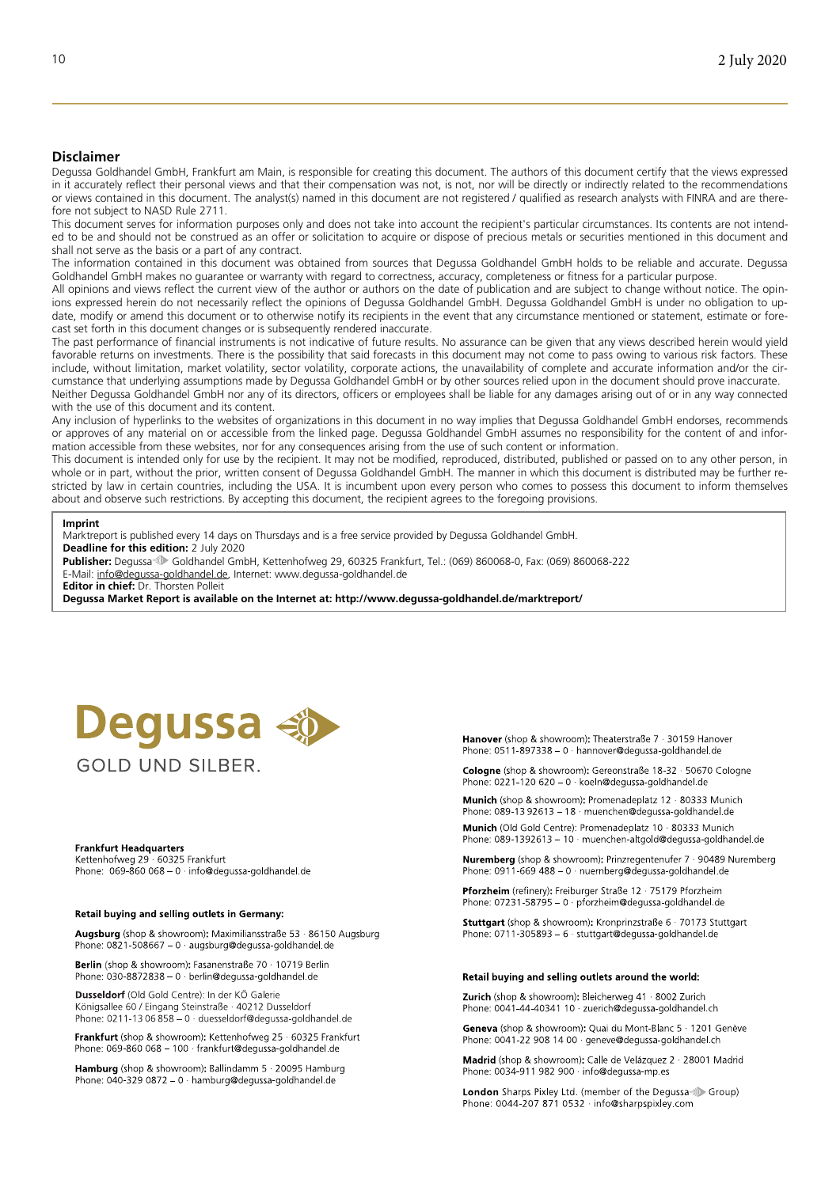## Disclaimer

Degussa Goldhandel GmbH, Frankfurt am Main, is responsible for creating this document. The authors of this document certify that the views expressed in it accurately reflect their personal views and that their compensation was not, is not, nor will be directly or indirectly related to the recommendations or views contained in this document. The analyst(s) named in this document are not registered / qualified as research analysts with FINRA and are therefore not subject to NASD Rule 2711.

This document serves for information purposes only and does not take into account the recipient's particular circumstances. Its contents are not intended to be and should not be construed as an offer or solicitation to acquire or dispose of precious metals or securities mentioned in this document and shall not serve as the basis or a part of any contract.

The information contained in this document was obtained from sources that Degussa Goldhandel GmbH holds to be reliable and accurate. Degussa Goldhandel GmbH makes no guarantee or warranty with regard to correctness, accuracy, completeness or fitness for a particular purpose.

All opinions and views reflect the current view of the author or authors on the date of publication and are subject to change without notice. The opinions expressed herein do not necessarily reflect the opinions of Degussa Goldhandel GmbH. Degussa Goldhandel GmbH is under no obligation to update, modify or amend this document or to otherwise notify its recipients in the event that any circumstance mentioned or statement, estimate or forecast set forth in this document changes or is subsequently rendered inaccurate.

The past performance of financial instruments is not indicative of future results. No assurance can be given that any views described herein would yield favorable returns on investments. There is the possibility that said forecasts in this document may not come to pass owing to various risk factors. These include, without limitation, market volatility, sector volatility, corporate actions, the unavailability of complete and accurate information and/or the circumstance that underlying assumptions made by Degussa Goldhandel GmbH or by other sources relied upon in the document should prove inaccurate.

Neither Degussa Goldhandel GmbH nor any of its directors, officers or employees shall be liable for any damages arising out of or in any way connected with the use of this document and its content.

Any inclusion of hyperlinks to the websites of organizations in this document in no way implies that Degussa Goldhandel GmbH endorses, recommends or approves of any material on or accessible from the linked page. Degussa Goldhandel GmbH assumes no responsibility for the content of and information accessible from these websites, nor for any consequences arising from the use of such content or information.

This document is intended only for use by the recipient. It may not be modified, reproduced, distributed, published or passed on to any other person, in whole or in part, without the prior, written consent of Degussa Goldhandel GmbH. The manner in which this document is distributed may be further restricted by law in certain countries, including the USA. It is incumbent upon every person who comes to possess this document to inform themselves about and observe such restrictions. By accepting this document, the recipient agrees to the foregoing provisions.

**Imprint**

Marktreport is published every 14 days on Thursdays and is a free service provided by Degussa Goldhandel GmbH.

**Deadline for this edition:** 2 July 2020

**Publisher:** Degussa Goldhandel GmbH, Kettenhofweg 29, 60325 Frankfurt, Tel.: (069) 860068-0, Fax: (069) 860068-222

E-Mail: info@degussa-goldhandel.de, Internet: www.degussa-goldhandel.de

**Editor in chief:** Dr. Thorsten Polleit

**Degussa Market Report is available on the Internet at: http://www.degussa-goldhandel.de/marktreport/**

**Degussa**
GOLD UND SILBER.

**Frankfurt Headquarters**
Kettenhofweg 29 · 60325 Frankfurt
Phone: 069-860 068 – 0 · info@degussa-goldhandel.de

**Retail buying and selling outlets in Germany:**

**Augsburg** (shop & showroom)**:** Maximiliansstraße 53 · 86150 Augsburg
Phone: 0821-508667 – 0 · augsburg@degussa-goldhandel.de

**Berlin** (shop & showroom)**:** Fasanenstraße 70 · 10719 Berlin
Phone: 030-8872838 – 0 · berlin@degussa-goldhandel.de

**Dusseldorf** (Old Gold Centre)**:** In der KÖ Galerie
Königsallee 60 / Eingang Steinstraße · 40212 Dusseldorf
Phone: 0211-13 06 858 – 0 · duesseldorf@degussa-goldhandel.de

**Frankfurt** (shop & showroom)**:** Kettenhofweg 25 · 60325 Frankfurt
Phone: 069-860 068 – 100 · frankfurt@degussa-goldhandel.de

**Hamburg** (shop & showroom)**:** Ballindamm 5 · 20095 Hamburg
Phone: 040-329 0872 – 0 · hamburg@degussa-goldhandel.de

**Hanover** (shop & showroom)**:** Theaterstraße 7 · 30159 Hanover
Phone: 0511-897338 – 0 · hannover@degussa-goldhandel.de

**Cologne** (shop & showroom)**:** Gereonstraße 18-32 · 50670 Cologne
Phone: 0221-120 620 – 0 · koeln@degussa-goldhandel.de

**Munich** (shop & showroom)**:** Promenadeplatz 12 · 80333 Munich
Phone: 089-13 92613 – 18 · muenchen@degussa-goldhandel.de

**Munich** (Old Gold Centre)**:** Promenadeplatz 10 · 80333 Munich
Phone: 089-1392613 – 10 · muenchen-altgold@degussa-goldhandel.de

**Nuremberg** (shop & showroom)**:** Prinzregentenufer 7 · 90489 Nuremberg
Phone: 0911-669 488 – 0 · nuernberg@degussa-goldhandel.de

**Pforzheim** (refinery)**:** Freiburger Straße 12 · 75179 Pforzheim
Phone: 07231-58795 – 0 · pforzheim@degussa-goldhandel.de

**Stuttgart** (shop & showroom)**:** Kronprinzstraße 6 · 70173 Stuttgart
Phone: 0711-305893 – 6 · stuttgart@degussa-goldhandel.de

**Retail buying and selling outlets around the world:**

**Zurich** (shop & showroom)**:** Bleicherweg 41 · 8002 Zurich
Phone: 0041-44-40341 10 · zuerich@degussa-goldhandel.ch

**Geneva** (shop & showroom)**:** Quai du Mont-Blanc 5 · 1201 Genève
Phone: 0041-22 908 14 00 · geneve@degussa-goldhandel.ch

**Madrid** (shop & showroom)**:** Calle de Velázquez 2 · 28001 Madrid
Phone: 0034-911 982 900 · info@degussa-mp.es

**London** Sharps Pixley Ltd. (member of the Degussa Group)
Phone: 0044-207 871 0532 · info@sharpspixley.com